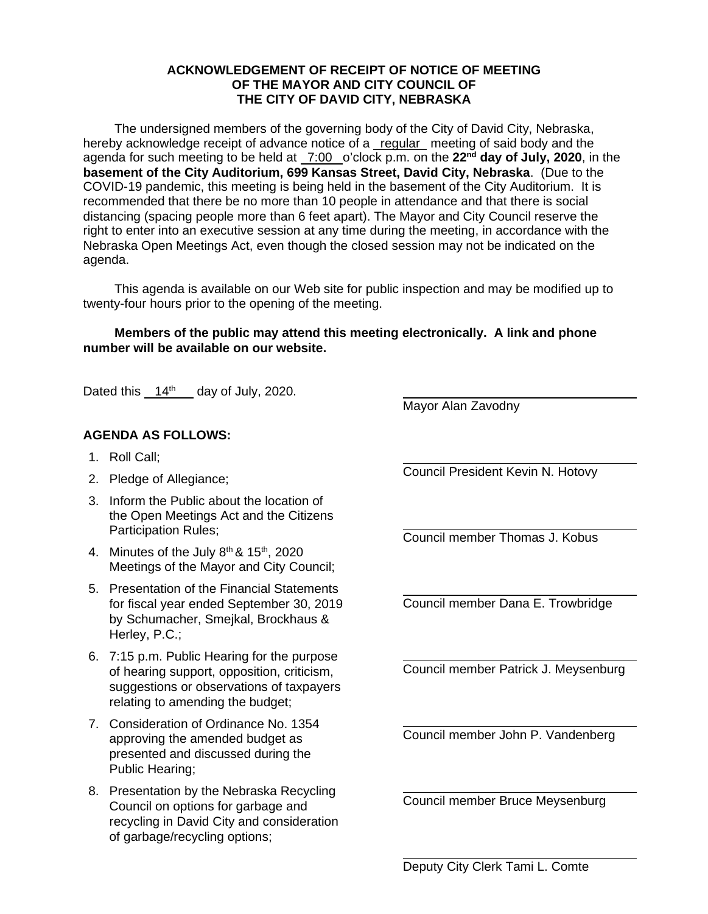**ACKNOWLEDGEMENT OF RECEIPT OF NOTICE OF MEETING
OF THE MAYOR AND CITY COUNCIL OF
THE CITY OF DAVID CITY, NEBRASKA**

The undersigned members of the governing body of the City of David City, Nebraska, hereby acknowledge receipt of advance notice of a regular meeting of said body and the agenda for such meeting to be held at 7:00 o'clock p.m. on the **22nd day of July, 2020**, in the **basement of the City Auditorium, 699 Kansas Street, David City, Nebraska**. (Due to the COVID-19 pandemic, this meeting is being held in the basement of the City Auditorium. It is recommended that there be no more than 10 people in attendance and that there is social distancing (spacing people more than 6 feet apart). The Mayor and City Council reserve the right to enter into an executive session at any time during the meeting, in accordance with the Nebraska Open Meetings Act, even though the closed session may not be indicated on the agenda.

This agenda is available on our Web site for public inspection and may be modified up to twenty-four hours prior to the opening of the meeting.

**Members of the public may attend this meeting electronically. A link and phone number will be available on our website.**

Dated this 14th day of July, 2020.

**AGENDA AS FOLLOWS:**

1. Roll Call;
2. Pledge of Allegiance;
3. Inform the Public about the location of the Open Meetings Act and the Citizens Participation Rules;
4. Minutes of the July 8th & 15th, 2020 Meetings of the Mayor and City Council;
5. Presentation of the Financial Statements for fiscal year ended September 30, 2019 by Schumacher, Smejkal, Brockhaus & Herley, P.C.;
6. 7:15 p.m. Public Hearing for the purpose of hearing support, opposition, criticism, suggestions or observations of taxpayers relating to amending the budget;
7. Consideration of Ordinance No. 1354 approving the amended budget as presented and discussed during the Public Hearing;
8. Presentation by the Nebraska Recycling Council on options for garbage and recycling in David City and consideration of garbage/recycling options;

\_\_\_\_\_\_\_\_\_\_\_\_\_\_\_\_\_\_\_\_\_\_\_\_\_\_\_\_
Mayor Alan Zavodny

\_\_\_\_\_\_\_\_\_\_\_\_\_\_\_\_\_\_\_\_\_\_\_\_\_\_\_\_
Council President Kevin N. Hotovy

\_\_\_\_\_\_\_\_\_\_\_\_\_\_\_\_\_\_\_\_\_\_\_\_\_\_\_\_
Council member Thomas J. Kobus

\_\_\_\_\_\_\_\_\_\_\_\_\_\_\_\_\_\_\_\_\_\_\_\_\_\_\_\_
Council member Dana E. Trowbridge

\_\_\_\_\_\_\_\_\_\_\_\_\_\_\_\_\_\_\_\_\_\_\_\_\_\_\_\_
Council member Patrick J. Meysenburg

\_\_\_\_\_\_\_\_\_\_\_\_\_\_\_\_\_\_\_\_\_\_\_\_\_\_\_\_
Council member John P. Vandenberg

\_\_\_\_\_\_\_\_\_\_\_\_\_\_\_\_\_\_\_\_\_\_\_\_\_\_\_\_
Council member Bruce Meysenburg

\_\_\_\_\_\_\_\_\_\_\_\_\_\_\_\_\_\_\_\_\_\_\_\_\_\_\_\_
Deputy City Clerk Tami L. Comte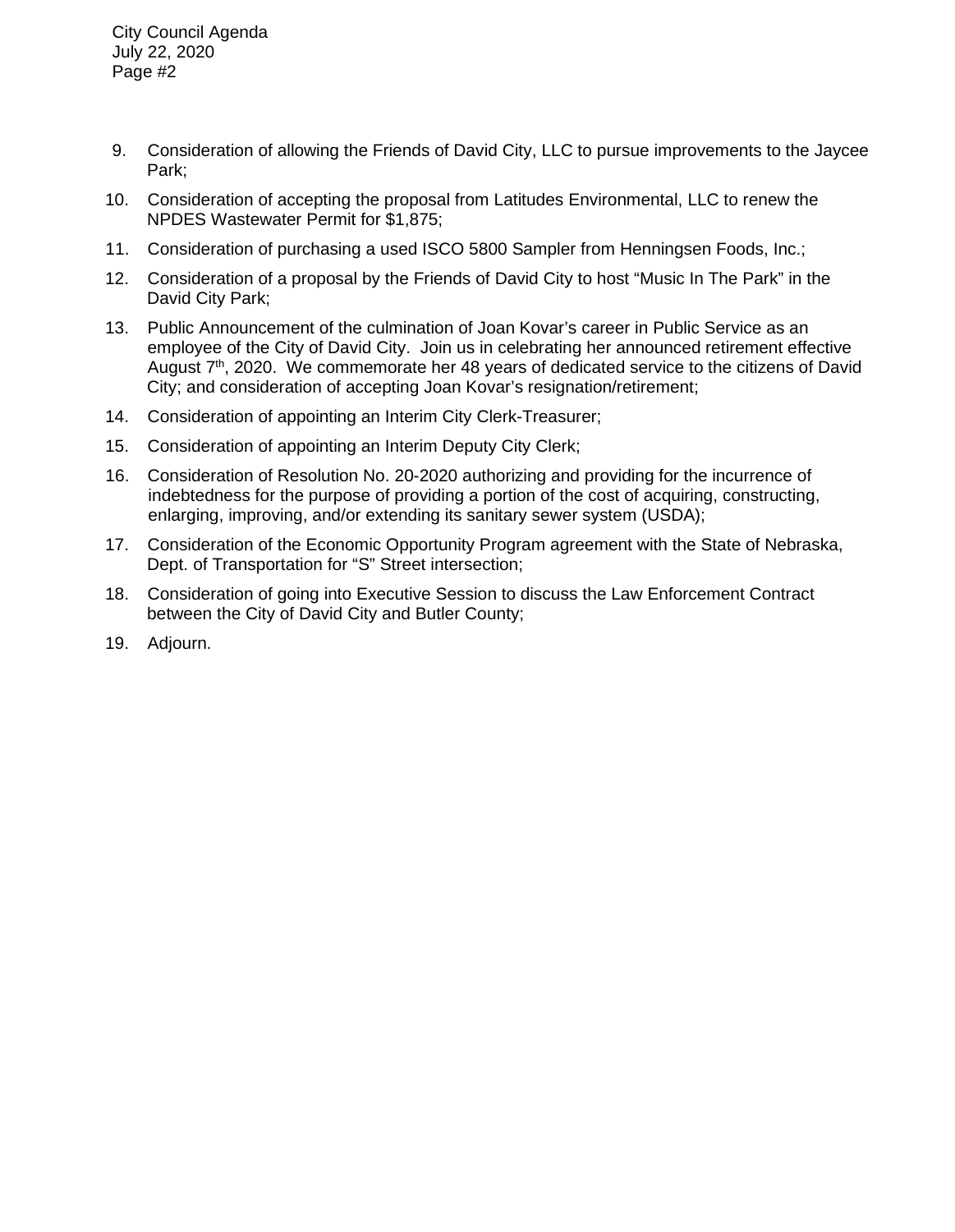9. Consideration of allowing the Friends of David City, LLC to pursue improvements to the Jaycee Park;
10. Consideration of accepting the proposal from Latitudes Environmental, LLC to renew the NPDES Wastewater Permit for $1,875;
11. Consideration of purchasing a used ISCO 5800 Sampler from Henningsen Foods, Inc.;
12. Consideration of a proposal by the Friends of David City to host "Music In The Park" in the David City Park;
13. Public Announcement of the culmination of Joan Kovar's career in Public Service as an employee of the City of David City. Join us in celebrating her announced retirement effective August 7th, 2020. We commemorate her 48 years of dedicated service to the citizens of David City; and consideration of accepting Joan Kovar's resignation/retirement;
14. Consideration of appointing an Interim City Clerk-Treasurer;
15. Consideration of appointing an Interim Deputy City Clerk;
16. Consideration of Resolution No. 20-2020 authorizing and providing for the incurrence of indebtedness for the purpose of providing a portion of the cost of acquiring, constructing, enlarging, improving, and/or extending its sanitary sewer system (USDA);
17. Consideration of the Economic Opportunity Program agreement with the State of Nebraska, Dept. of Transportation for "S" Street intersection;
18. Consideration of going into Executive Session to discuss the Law Enforcement Contract between the City of David City and Butler County;
19. Adjourn.